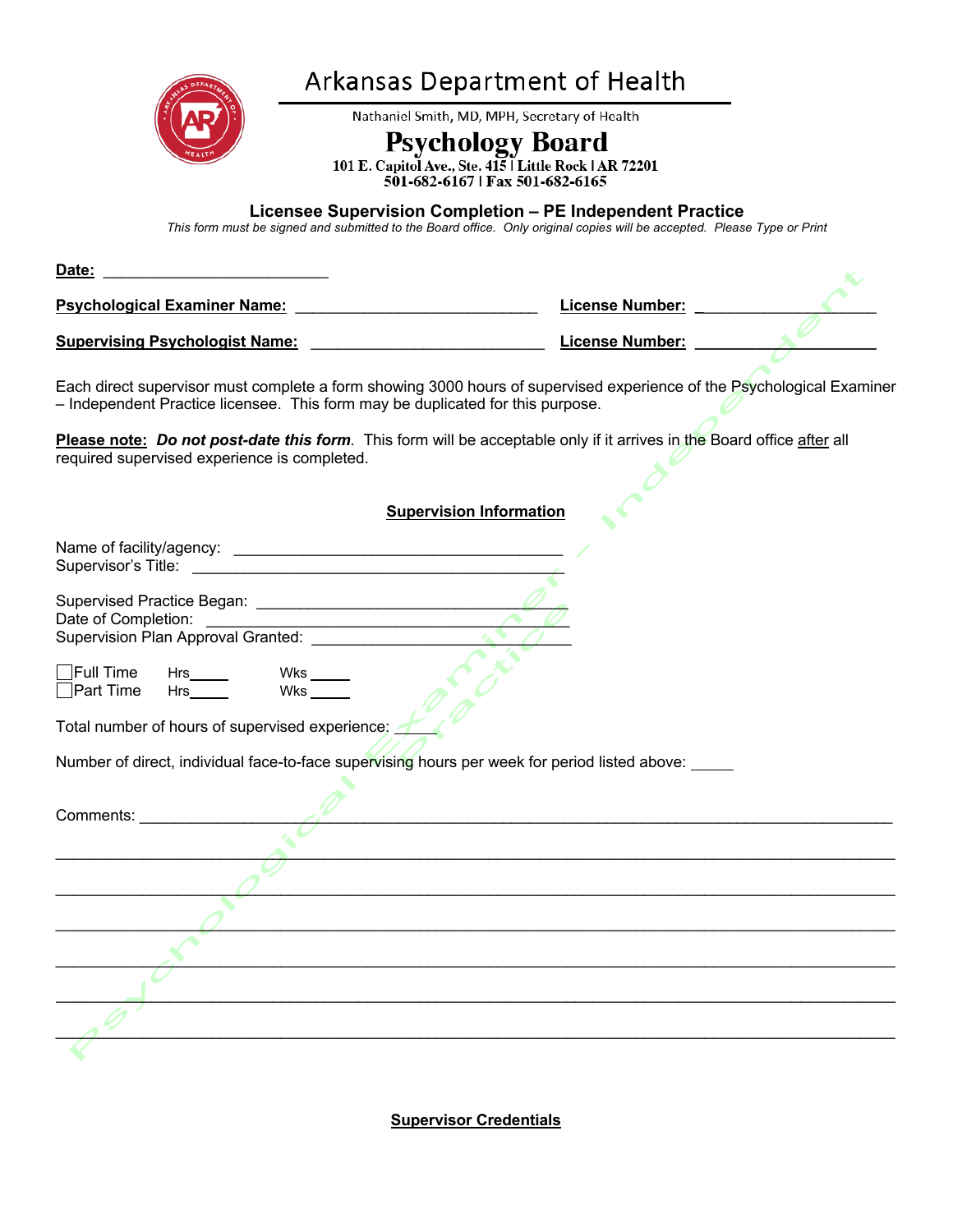# Arkansas Department of Health

Nathaniel Smith, MD, MPH, Secretary of Health

## Psychology Board

**101 E. Capitol Ave., Ste. 415 | Little Rock | AR 72201**
**501-682-6167 | Fax 501-682-6165**

### Licensee Supervision Completion – PE Independent Practice

*This form must be signed and submitted to the Board office. Only original copies will be accepted. Please Type or Print*

**Date:** ___________________________

**Psychological Examiner Name:** _____________________________ **License Number:** ____________________

**Supervising Psychologist Name:** ____________________________ **License Number:** ____________________

Each direct supervisor must complete a form showing 3000 hours of supervised experience of the Psychological Examiner – Independent Practice licensee. This form may be duplicated for this purpose.

**Please note:** ***Do not post-date this form***. This form will be acceptable only if it arrives in the Board office after all required supervised experience is completed.

**Supervision Information**

Name of facility/agency: ________________________________________
Supervisor's Title: ____________________________________________

Supervised Practice Began: ___________________________________
Date of Completion: _________________________________________
Supervision Plan Approval Granted: _____________________________

☐ Full Time Hrs_____ Wks _____
☐ Part Time Hrs_____ Wks _____

Total number of hours of supervised experience: _____

Number of direct, individual face-to-face supervising hours per week for period listed above: _____

Comments: ___________________________________________________________________________________
___________________________________________________________________________________
___________________________________________________________________________________
___________________________________________________________________________________
___________________________________________________________________________________
___________________________________________________________________________________
___________________________________________________________________________________

**Supervisor Credentials**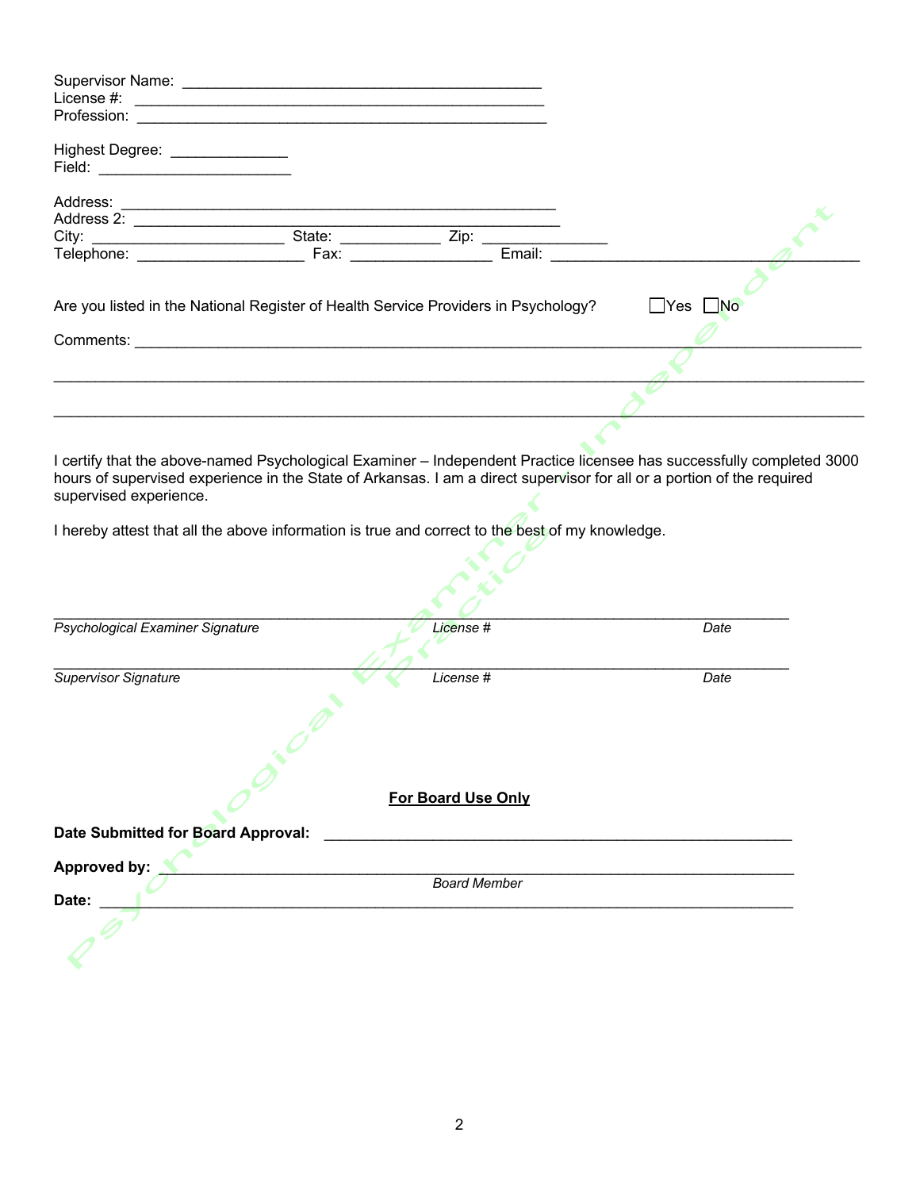Supervisor Name: ___________________________________________
License #: _________________________________________________
Profession: ________________________________________________

Highest Degree: ______________
Field: _______________________

Address: ___________________________________________________
Address 2: _________________________________________________
City: ______________________ State: ____________ Zip: ______________
Telephone: ____________________ Fax: ________________ Email: _____________________________________

Are you listed in the National Register of Health Service Providers in Psychology? ☐Yes ☐No

Comments: __________________________________________________________________________________

____________________________________________________________________________________________

____________________________________________________________________________________________

I certify that the above-named Psychological Examiner – Independent Practice licensee has successfully completed 3000 hours of supervised experience in the State of Arkansas. I am a direct supervisor for all or a portion of the required supervised experience.

I hereby attest that all the above information is true and correct to the best of my knowledge.

____________________________________________________________________________________________
*Psychological Examiner Signature* *License #* *Date*

____________________________________________________________________________________________
*Supervisor Signature* *License #* *Date*

**<u>For Board Use Only</u>**

**Date Submitted for Board Approval:** _______________________________________________________

**Approved by:** ____________________________________________________________________________
*Board Member*

**Date:** __________________________________________________________________________________